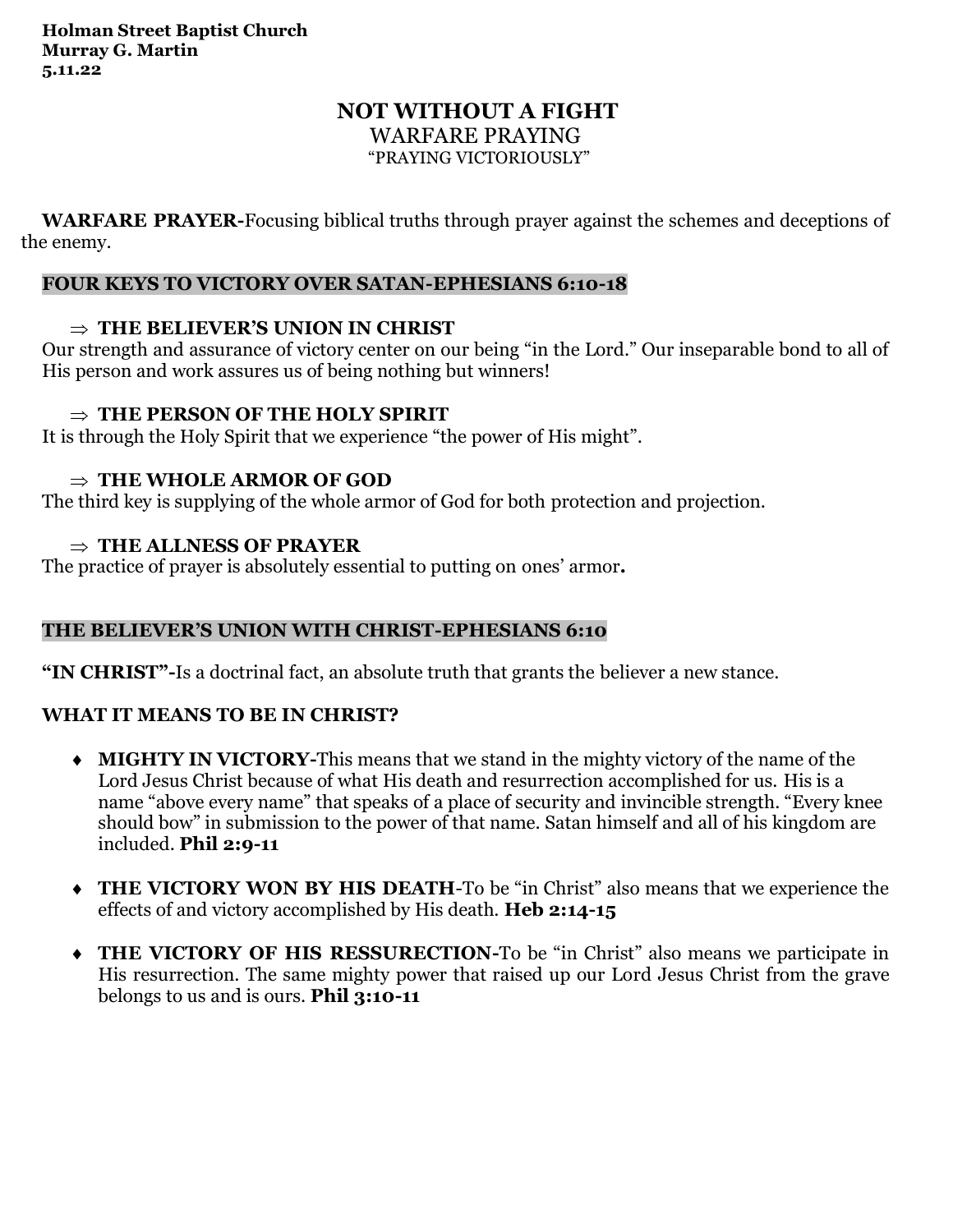**Holman Street Baptist Church**
**Murray G. Martin**
**5.11.22**

# NOT WITHOUT A FIGHT

## WARFARE PRAYING

### "PRAYING VICTORIOUSLY"

**WARFARE PRAYER-**Focusing biblical truths through prayer against the schemes and deceptions of the enemy.

## FOUR KEYS TO VICTORY OVER SATAN-EPHESIANS 6:10-18

⇒ **THE BELIEVER'S UNION IN CHRIST**

Our strength and assurance of victory center on our being "in the Lord." Our inseparable bond to all of His person and work assures us of being nothing but winners!

⇒ **THE PERSON OF THE HOLY SPIRIT**

It is through the Holy Spirit that we experience "the power of His might".

⇒ **THE WHOLE ARMOR OF GOD**

The third key is supplying of the whole armor of God for both protection and projection.

⇒ **THE ALLNESS OF PRAYER**

The practice of prayer is absolutely essential to putting on ones' armor**.**

## THE BELIEVER'S UNION WITH CHRIST-EPHESIANS 6:10

**"IN CHRIST"-**Is a doctrinal fact, an absolute truth that grants the believer a new stance.

### WHAT IT MEANS TO BE IN CHRIST?

- **MIGHTY IN VICTORY-**This means that we stand in the mighty victory of the name of the Lord Jesus Christ because of what His death and resurrection accomplished for us. His is a name "above every name" that speaks of a place of security and invincible strength. "Every knee should bow" in submission to the power of that name. Satan himself and all of his kingdom are included. **Phil 2:9-11**

- **THE VICTORY WON BY HIS DEATH**-To be "in Christ" also means that we experience the effects of and victory accomplished by His death. **Heb 2:14-15**

- **THE VICTORY OF HIS RESSURECTION-**To be "in Christ" also means we participate in His resurrection. The same mighty power that raised up our Lord Jesus Christ from the grave belongs to us and is ours. **Phil 3:10-11**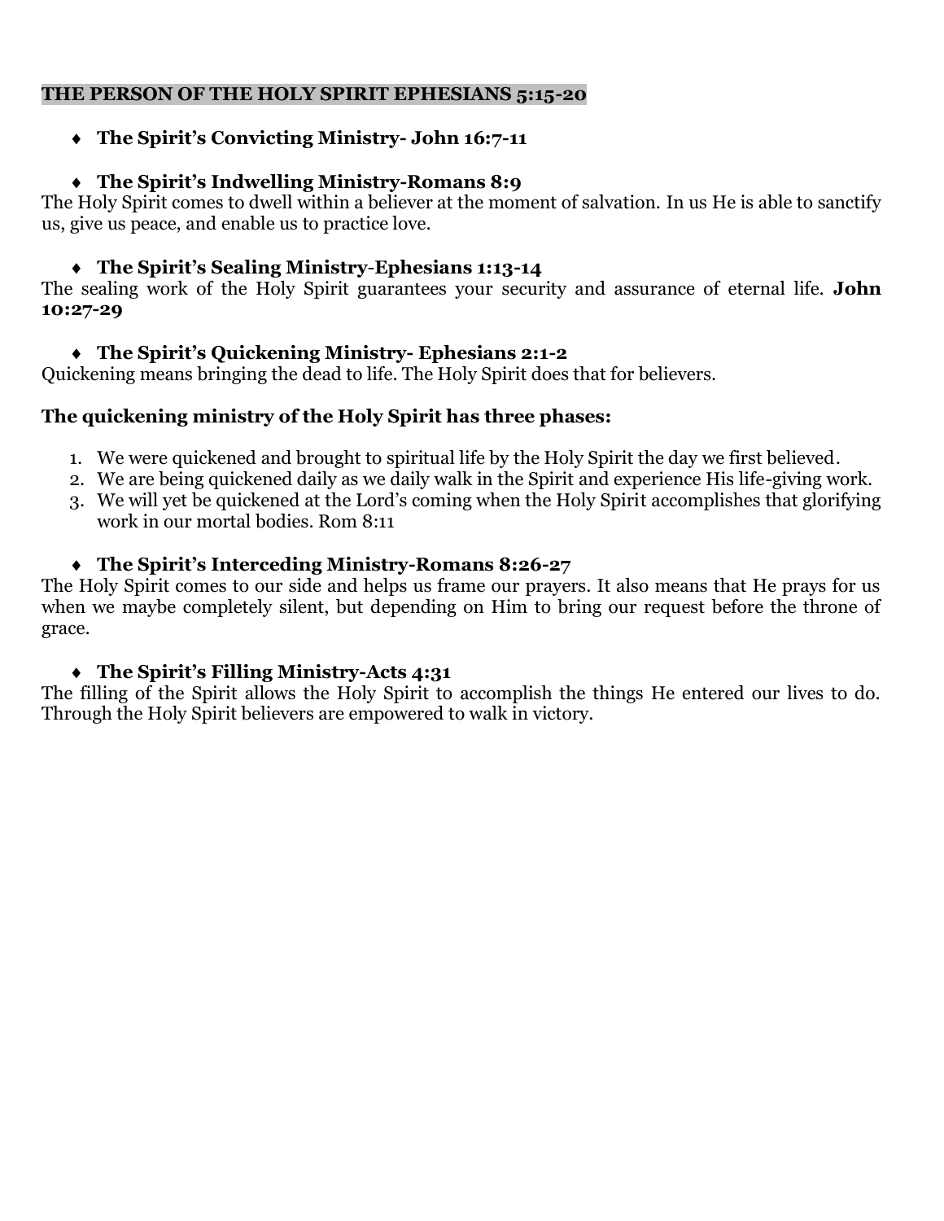## THE PERSON OF THE HOLY SPIRIT EPHESIANS 5:15-20

- **The Spirit's Convicting Ministry- John 16:7-11**

- **The Spirit's Indwelling Ministry-Romans 8:9**

The Holy Spirit comes to dwell within a believer at the moment of salvation. In us He is able to sanctify us, give us peace, and enable us to practice love.

- **The Spirit's Sealing Ministry-Ephesians 1:13-14**

The sealing work of the Holy Spirit guarantees your security and assurance of eternal life. **John 10:27-29**

- **The Spirit's Quickening Ministry- Ephesians 2:1-2**

Quickening means bringing the dead to life. The Holy Spirit does that for believers.

**The quickening ministry of the Holy Spirit has three phases:**

1. We were quickened and brought to spiritual life by the Holy Spirit the day we first believed.
2. We are being quickened daily as we daily walk in the Spirit and experience His life-giving work.
3. We will yet be quickened at the Lord's coming when the Holy Spirit accomplishes that glorifying work in our mortal bodies. Rom 8:11

- **The Spirit's Interceding Ministry-Romans 8:26-27**

The Holy Spirit comes to our side and helps us frame our prayers. It also means that He prays for us when we maybe completely silent, but depending on Him to bring our request before the throne of grace.

- **The Spirit's Filling Ministry-Acts 4:31**

The filling of the Spirit allows the Holy Spirit to accomplish the things He entered our lives to do. Through the Holy Spirit believers are empowered to walk in victory.